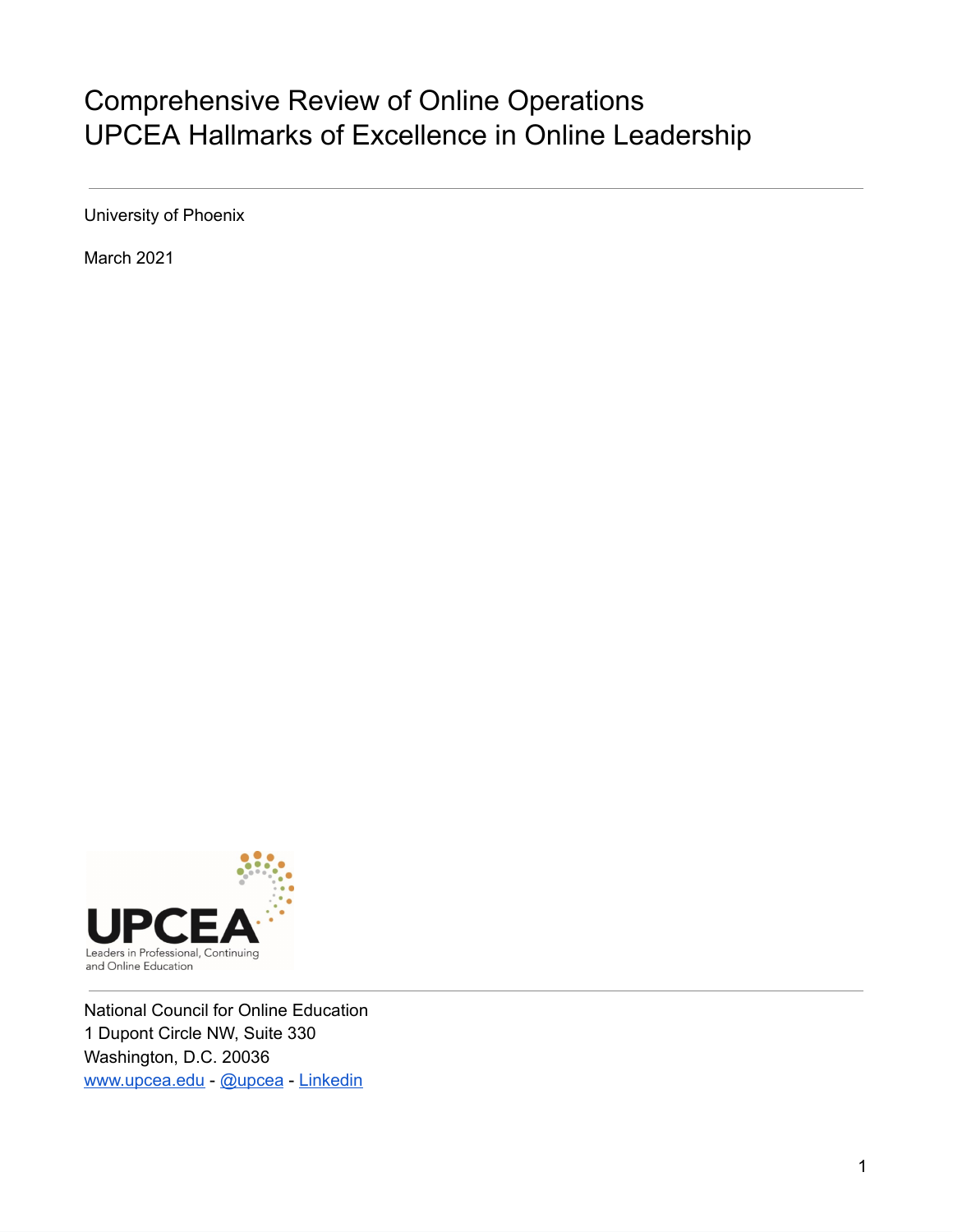# Comprehensive Review of Online Operations
# UPCEA Hallmarks of Excellence in Online Leadership

---

University of Phoenix

March 2021

UPCEA
Leaders in Professional, Continuing and Online Education

---

National Council for Online Education
1 Dupont Circle NW, Suite 330
Washington, D.C. 20036
www.upcea.edu - @upcea - Linkedin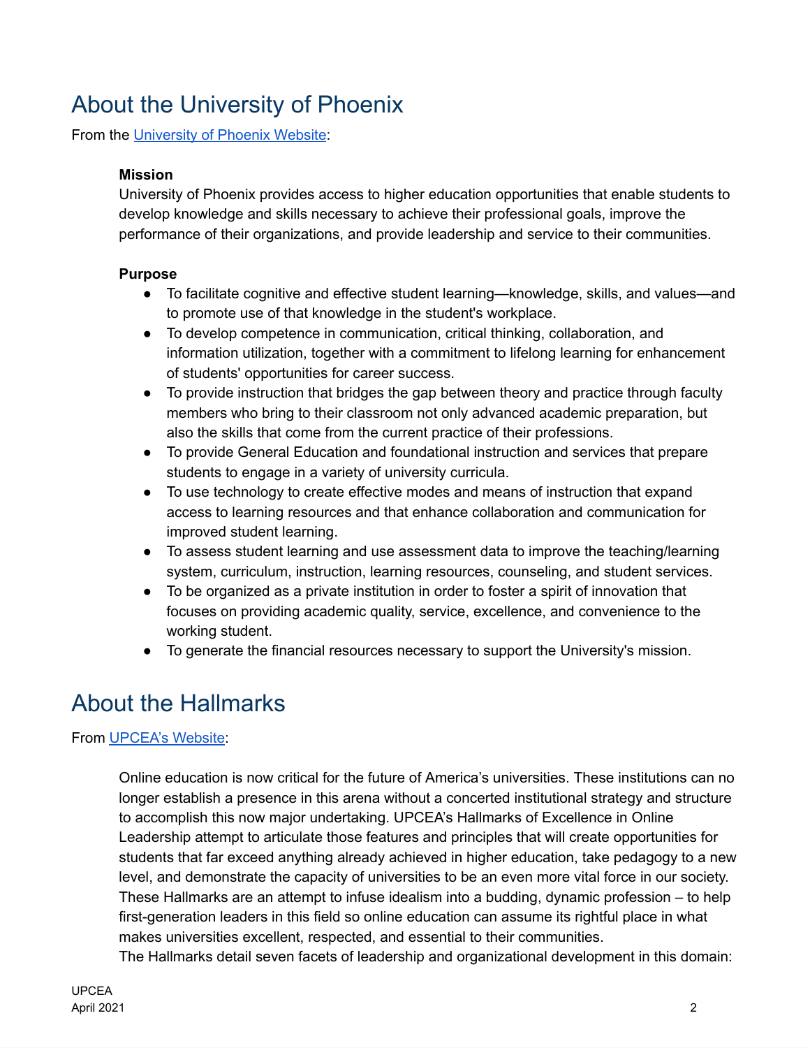# About the University of Phoenix

From the [University of Phoenix Website](#):

> **Mission**
>
> University of Phoenix provides access to higher education opportunities that enable students to develop knowledge and skills necessary to achieve their professional goals, improve the performance of their organizations, and provide leadership and service to their communities.
>
> **Purpose**
>
> - To facilitate cognitive and effective student learning—knowledge, skills, and values—and to promote use of that knowledge in the student's workplace.
> - To develop competence in communication, critical thinking, collaboration, and information utilization, together with a commitment to lifelong learning for enhancement of students' opportunities for career success.
> - To provide instruction that bridges the gap between theory and practice through faculty members who bring to their classroom not only advanced academic preparation, but also the skills that come from the current practice of their professions.
> - To provide General Education and foundational instruction and services that prepare students to engage in a variety of university curricula.
> - To use technology to create effective modes and means of instruction that expand access to learning resources and that enhance collaboration and communication for improved student learning.
> - To assess student learning and use assessment data to improve the teaching/learning system, curriculum, instruction, learning resources, counseling, and student services.
> - To be organized as a private institution in order to foster a spirit of innovation that focuses on providing academic quality, service, excellence, and convenience to the working student.
> - To generate the financial resources necessary to support the University's mission.

# About the Hallmarks

From [UPCEA's Website](#):

> Online education is now critical for the future of America's universities. These institutions can no longer establish a presence in this arena without a concerted institutional strategy and structure to accomplish this now major undertaking. UPCEA's Hallmarks of Excellence in Online Leadership attempt to articulate those features and principles that will create opportunities for students that far exceed anything already achieved in higher education, take pedagogy to a new level, and demonstrate the capacity of universities to be an even more vital force in our society. These Hallmarks are an attempt to infuse idealism into a budding, dynamic profession – to help first-generation leaders in this field so online education can assume its rightful place in what makes universities excellent, respected, and essential to their communities.
>
> The Hallmarks detail seven facets of leadership and organizational development in this domain: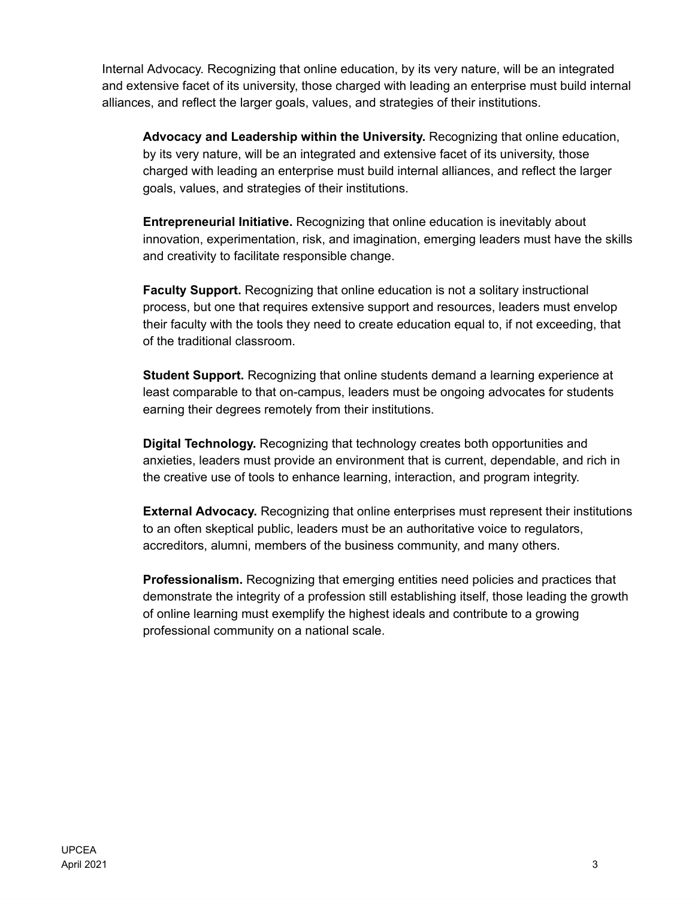Internal Advocacy. Recognizing that online education, by its very nature, will be an integrated and extensive facet of its university, those charged with leading an enterprise must build internal alliances, and reflect the larger goals, values, and strategies of their institutions.

> **Advocacy and Leadership within the University.** Recognizing that online education, by its very nature, will be an integrated and extensive facet of its university, those charged with leading an enterprise must build internal alliances, and reflect the larger goals, values, and strategies of their institutions.
>
> **Entrepreneurial Initiative.** Recognizing that online education is inevitably about innovation, experimentation, risk, and imagination, emerging leaders must have the skills and creativity to facilitate responsible change.
>
> **Faculty Support.** Recognizing that online education is not a solitary instructional process, but one that requires extensive support and resources, leaders must envelop their faculty with the tools they need to create education equal to, if not exceeding, that of the traditional classroom.
>
> **Student Support.** Recognizing that online students demand a learning experience at least comparable to that on-campus, leaders must be ongoing advocates for students earning their degrees remotely from their institutions.
>
> **Digital Technology.** Recognizing that technology creates both opportunities and anxieties, leaders must provide an environment that is current, dependable, and rich in the creative use of tools to enhance learning, interaction, and program integrity.
>
> **External Advocacy.** Recognizing that online enterprises must represent their institutions to an often skeptical public, leaders must be an authoritative voice to regulators, accreditors, alumni, members of the business community, and many others.
>
> **Professionalism.** Recognizing that emerging entities need policies and practices that demonstrate the integrity of a profession still establishing itself, those leading the growth of online learning must exemplify the highest ideals and contribute to a growing professional community on a national scale.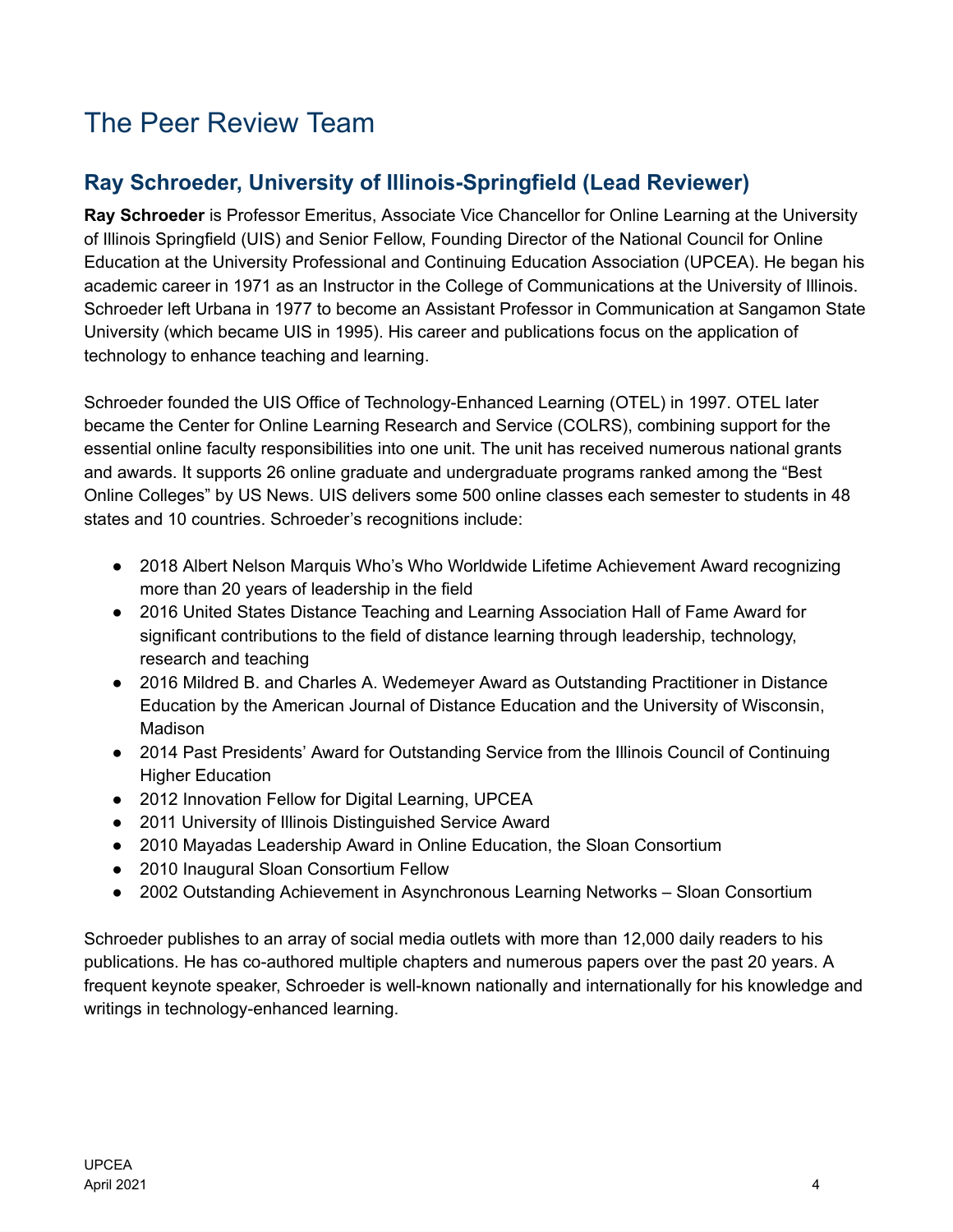# The Peer Review Team

## Ray Schroeder, University of Illinois-Springfield (Lead Reviewer)

**Ray Schroeder** is Professor Emeritus, Associate Vice Chancellor for Online Learning at the University of Illinois Springfield (UIS) and Senior Fellow, Founding Director of the National Council for Online Education at the University Professional and Continuing Education Association (UPCEA). He began his academic career in 1971 as an Instructor in the College of Communications at the University of Illinois. Schroeder left Urbana in 1977 to become an Assistant Professor in Communication at Sangamon State University (which became UIS in 1995). His career and publications focus on the application of technology to enhance teaching and learning.

Schroeder founded the UIS Office of Technology-Enhanced Learning (OTEL) in 1997. OTEL later became the Center for Online Learning Research and Service (COLRS), combining support for the essential online faculty responsibilities into one unit. The unit has received numerous national grants and awards. It supports 26 online graduate and undergraduate programs ranked among the "Best Online Colleges" by US News. UIS delivers some 500 online classes each semester to students in 48 states and 10 countries. Schroeder's recognitions include:

- 2018 Albert Nelson Marquis Who's Who Worldwide Lifetime Achievement Award recognizing more than 20 years of leadership in the field
- 2016 United States Distance Teaching and Learning Association Hall of Fame Award for significant contributions to the field of distance learning through leadership, technology, research and teaching
- 2016 Mildred B. and Charles A. Wedemeyer Award as Outstanding Practitioner in Distance Education by the American Journal of Distance Education and the University of Wisconsin, Madison
- 2014 Past Presidents' Award for Outstanding Service from the Illinois Council of Continuing Higher Education
- 2012 Innovation Fellow for Digital Learning, UPCEA
- 2011 University of Illinois Distinguished Service Award
- 2010 Mayadas Leadership Award in Online Education, the Sloan Consortium
- 2010 Inaugural Sloan Consortium Fellow
- 2002 Outstanding Achievement in Asynchronous Learning Networks – Sloan Consortium

Schroeder publishes to an array of social media outlets with more than 12,000 daily readers to his publications. He has co-authored multiple chapters and numerous papers over the past 20 years. A frequent keynote speaker, Schroeder is well-known nationally and internationally for his knowledge and writings in technology-enhanced learning.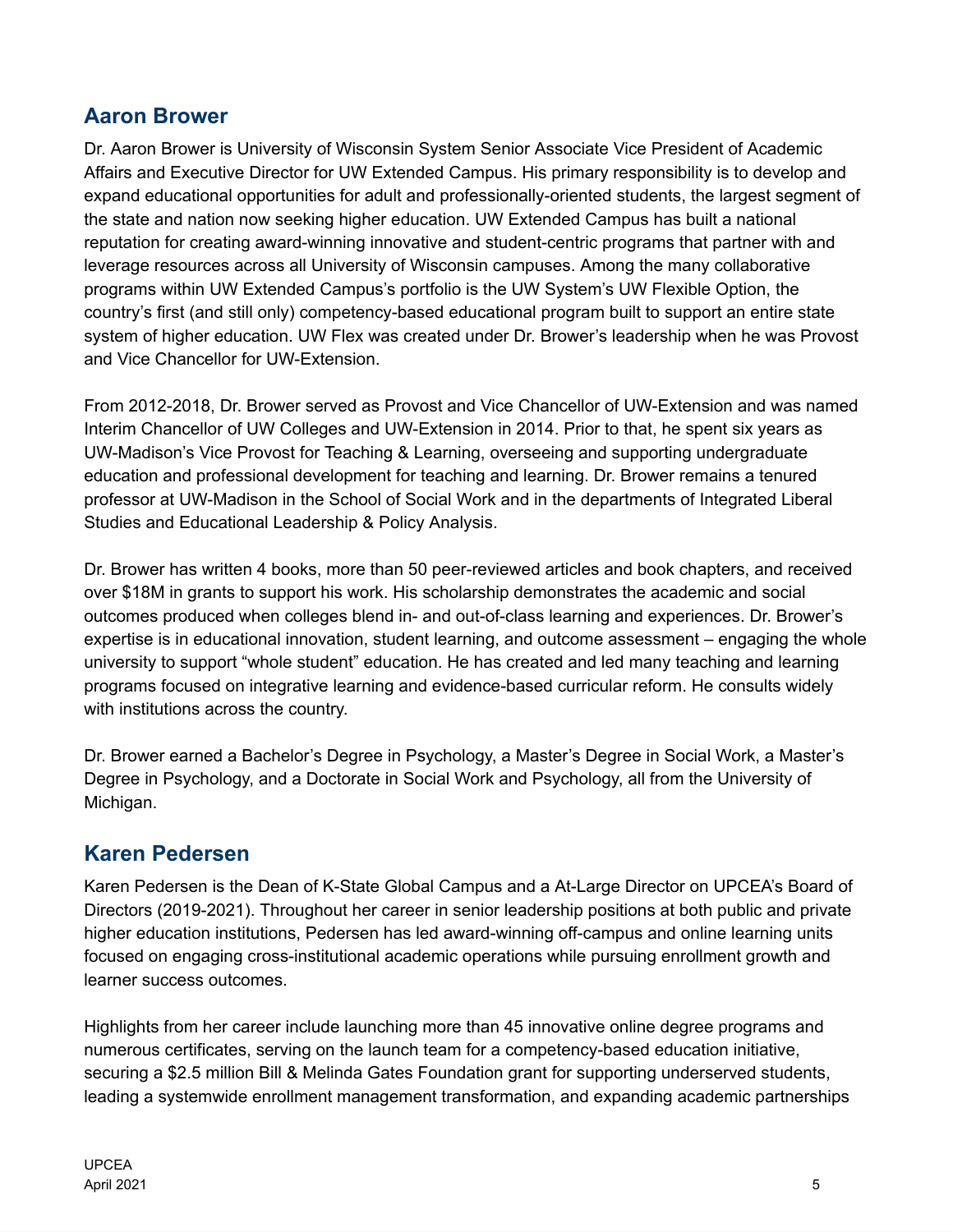## Aaron Brower

Dr. Aaron Brower is University of Wisconsin System Senior Associate Vice President of Academic Affairs and Executive Director for UW Extended Campus. His primary responsibility is to develop and expand educational opportunities for adult and professionally-oriented students, the largest segment of the state and nation now seeking higher education. UW Extended Campus has built a national reputation for creating award-winning innovative and student-centric programs that partner with and leverage resources across all University of Wisconsin campuses. Among the many collaborative programs within UW Extended Campus's portfolio is the UW System's UW Flexible Option, the country's first (and still only) competency-based educational program built to support an entire state system of higher education. UW Flex was created under Dr. Brower's leadership when he was Provost and Vice Chancellor for UW-Extension.

From 2012-2018, Dr. Brower served as Provost and Vice Chancellor of UW-Extension and was named Interim Chancellor of UW Colleges and UW-Extension in 2014. Prior to that, he spent six years as UW-Madison's Vice Provost for Teaching & Learning, overseeing and supporting undergraduate education and professional development for teaching and learning. Dr. Brower remains a tenured professor at UW-Madison in the School of Social Work and in the departments of Integrated Liberal Studies and Educational Leadership & Policy Analysis.

Dr. Brower has written 4 books, more than 50 peer-reviewed articles and book chapters, and received over $18M in grants to support his work. His scholarship demonstrates the academic and social outcomes produced when colleges blend in- and out-of-class learning and experiences. Dr. Brower's expertise is in educational innovation, student learning, and outcome assessment – engaging the whole university to support "whole student" education. He has created and led many teaching and learning programs focused on integrative learning and evidence-based curricular reform. He consults widely with institutions across the country.

Dr. Brower earned a Bachelor's Degree in Psychology, a Master's Degree in Social Work, a Master's Degree in Psychology, and a Doctorate in Social Work and Psychology, all from the University of Michigan.

## Karen Pedersen

Karen Pedersen is the Dean of K-State Global Campus and a At-Large Director on UPCEA's Board of Directors (2019-2021). Throughout her career in senior leadership positions at both public and private higher education institutions, Pedersen has led award-winning off-campus and online learning units focused on engaging cross-institutional academic operations while pursuing enrollment growth and learner success outcomes.

Highlights from her career include launching more than 45 innovative online degree programs and numerous certificates, serving on the launch team for a competency-based education initiative, securing a $2.5 million Bill & Melinda Gates Foundation grant for supporting underserved students, leading a systemwide enrollment management transformation, and expanding academic partnerships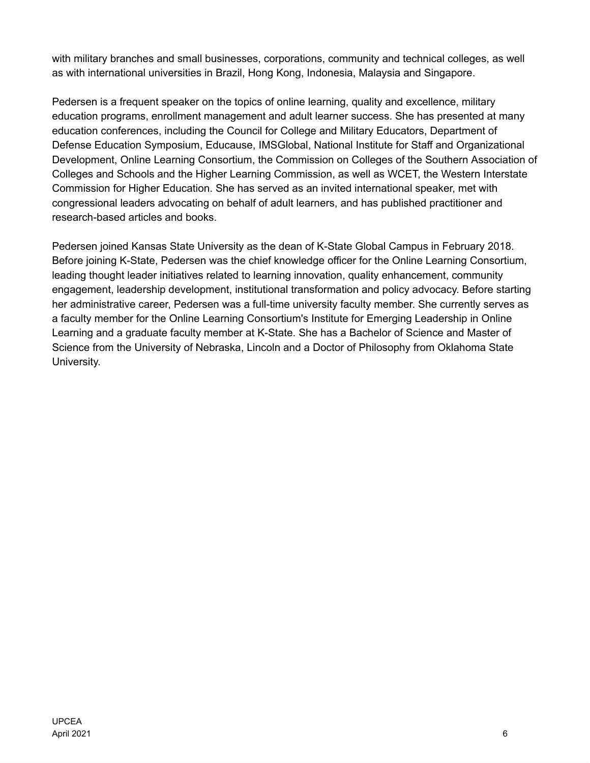with military branches and small businesses, corporations, community and technical colleges, as well as with international universities in Brazil, Hong Kong, Indonesia, Malaysia and Singapore.

Pedersen is a frequent speaker on the topics of online learning, quality and excellence, military education programs, enrollment management and adult learner success. She has presented at many education conferences, including the Council for College and Military Educators, Department of Defense Education Symposium, Educause, IMSGlobal, National Institute for Staff and Organizational Development, Online Learning Consortium, the Commission on Colleges of the Southern Association of Colleges and Schools and the Higher Learning Commission, as well as WCET, the Western Interstate Commission for Higher Education. She has served as an invited international speaker, met with congressional leaders advocating on behalf of adult learners, and has published practitioner and research-based articles and books.

Pedersen joined Kansas State University as the dean of K-State Global Campus in February 2018. Before joining K-State, Pedersen was the chief knowledge officer for the Online Learning Consortium, leading thought leader initiatives related to learning innovation, quality enhancement, community engagement, leadership development, institutional transformation and policy advocacy. Before starting her administrative career, Pedersen was a full-time university faculty member. She currently serves as a faculty member for the Online Learning Consortium's Institute for Emerging Leadership in Online Learning and a graduate faculty member at K-State. She has a Bachelor of Science and Master of Science from the University of Nebraska, Lincoln and a Doctor of Philosophy from Oklahoma State University.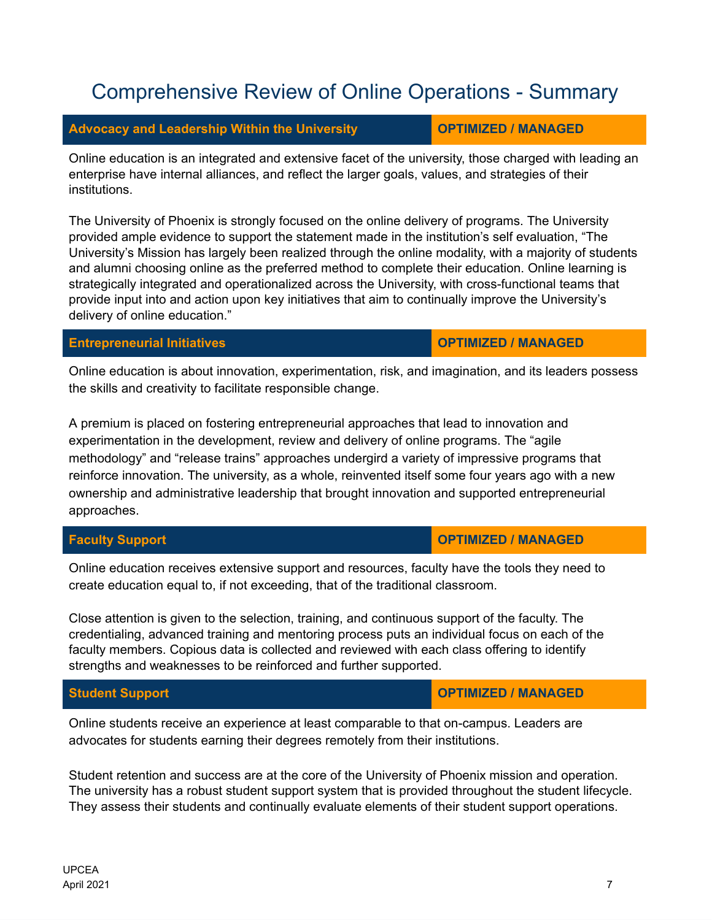# Comprehensive Review of Online Operations - Summary

## Advocacy and Leadership Within the University — OPTIMIZED / MANAGED

Online education is an integrated and extensive facet of the university, those charged with leading an enterprise have internal alliances, and reflect the larger goals, values, and strategies of their institutions.

The University of Phoenix is strongly focused on the online delivery of programs. The University provided ample evidence to support the statement made in the institution's self evaluation, "The University's Mission has largely been realized through the online modality, with a majority of students and alumni choosing online as the preferred method to complete their education. Online learning is strategically integrated and operationalized across the University, with cross-functional teams that provide input into and action upon key initiatives that aim to continually improve the University's delivery of online education."

## Entrepreneurial Initiatives — OPTIMIZED / MANAGED

Online education is about innovation, experimentation, risk, and imagination, and its leaders possess the skills and creativity to facilitate responsible change.

A premium is placed on fostering entrepreneurial approaches that lead to innovation and experimentation in the development, review and delivery of online programs. The "agile methodology" and "release trains" approaches undergird a variety of impressive programs that reinforce innovation. The university, as a whole, reinvented itself some four years ago with a new ownership and administrative leadership that brought innovation and supported entrepreneurial approaches.

## Faculty Support — OPTIMIZED / MANAGED

Online education receives extensive support and resources, faculty have the tools they need to create education equal to, if not exceeding, that of the traditional classroom.

Close attention is given to the selection, training, and continuous support of the faculty. The credentialing, advanced training and mentoring process puts an individual focus on each of the faculty members. Copious data is collected and reviewed with each class offering to identify strengths and weaknesses to be reinforced and further supported.

## Student Support — OPTIMIZED / MANAGED

Online students receive an experience at least comparable to that on-campus. Leaders are advocates for students earning their degrees remotely from their institutions.

Student retention and success are at the core of the University of Phoenix mission and operation. The university has a robust student support system that is provided throughout the student lifecycle. They assess their students and continually evaluate elements of their student support operations.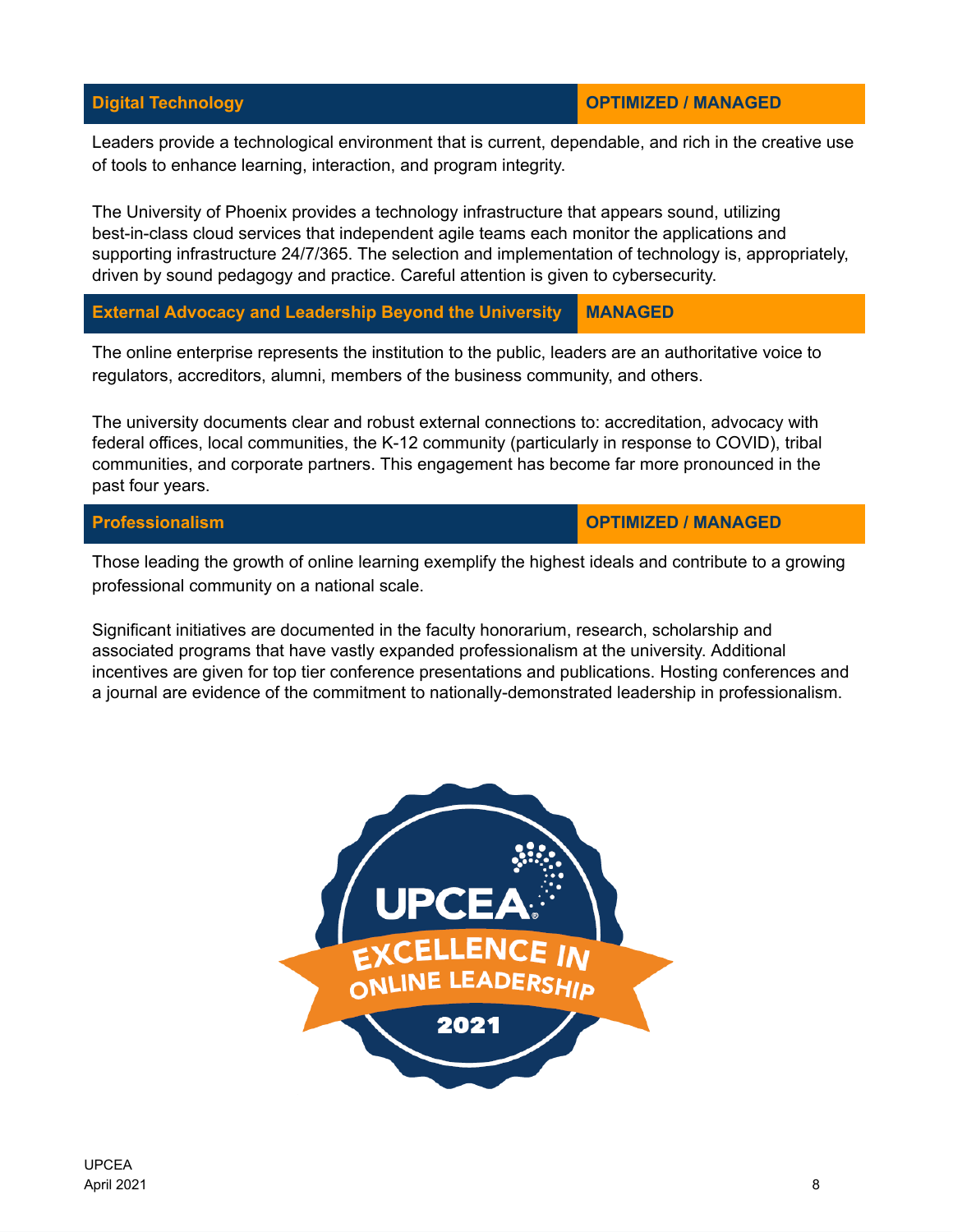## Digital Technology — OPTIMIZED / MANAGED

Leaders provide a technological environment that is current, dependable, and rich in the creative use of tools to enhance learning, interaction, and program integrity.

The University of Phoenix provides a technology infrastructure that appears sound, utilizing best-in-class cloud services that independent agile teams each monitor the applications and supporting infrastructure 24/7/365. The selection and implementation of technology is, appropriately, driven by sound pedagogy and practice. Careful attention is given to cybersecurity.

## External Advocacy and Leadership Beyond the University — MANAGED

The online enterprise represents the institution to the public, leaders are an authoritative voice to regulators, accreditors, alumni, members of the business community, and others.

The university documents clear and robust external connections to: accreditation, advocacy with federal offices, local communities, the K-12 community (particularly in response to COVID), tribal communities, and corporate partners. This engagement has become far more pronounced in the past four years.

## Professionalism — OPTIMIZED / MANAGED

Those leading the growth of online learning exemplify the highest ideals and contribute to a growing professional community on a national scale.

Significant initiatives are documented in the faculty honorarium, research, scholarship and associated programs that have vastly expanded professionalism at the university. Additional incentives are given for top tier conference presentations and publications. Hosting conferences and a journal are evidence of the commitment to nationally-demonstrated leadership in professionalism.

UPCEA
EXCELLENCE IN ONLINE LEADERSHIP
2021